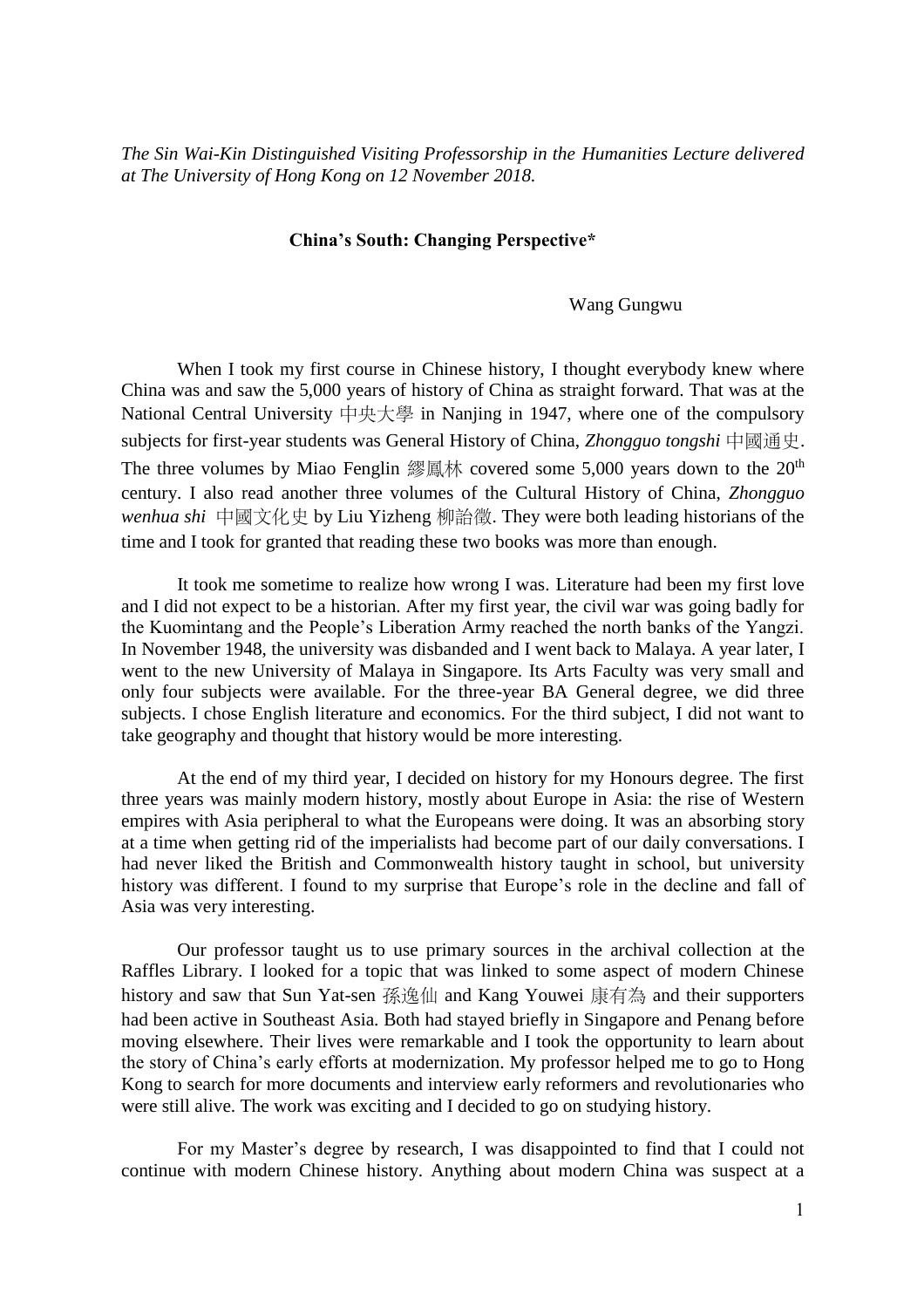*The Sin Wai-Kin Distinguished Visiting Professorship in the Humanities Lecture delivered at The University of Hong Kong on 12 November 2018.*

# China's South: Changing Perspective*

Wang Gungwu

When I took my first course in Chinese history, I thought everybody knew where China was and saw the 5,000 years of history of China as straight forward. That was at the National Central University 中央大學 in Nanjing in 1947, where one of the compulsory subjects for first-year students was General History of China, *Zhongguo tongshi* 中國通史. The three volumes by Miao Fenglin 繆鳳林 covered some 5,000 years down to the 20th century. I also read another three volumes of the Cultural History of China, *Zhongguo wenhua shi* 中國文化史 by Liu Yizheng 柳詒徵. They were both leading historians of the time and I took for granted that reading these two books was more than enough.

It took me sometime to realize how wrong I was. Literature had been my first love and I did not expect to be a historian. After my first year, the civil war was going badly for the Kuomintang and the People's Liberation Army reached the north banks of the Yangzi. In November 1948, the university was disbanded and I went back to Malaya. A year later, I went to the new University of Malaya in Singapore. Its Arts Faculty was very small and only four subjects were available. For the three-year BA General degree, we did three subjects. I chose English literature and economics. For the third subject, I did not want to take geography and thought that history would be more interesting.

At the end of my third year, I decided on history for my Honours degree. The first three years was mainly modern history, mostly about Europe in Asia: the rise of Western empires with Asia peripheral to what the Europeans were doing. It was an absorbing story at a time when getting rid of the imperialists had become part of our daily conversations. I had never liked the British and Commonwealth history taught in school, but university history was different. I found to my surprise that Europe's role in the decline and fall of Asia was very interesting.

Our professor taught us to use primary sources in the archival collection at the Raffles Library. I looked for a topic that was linked to some aspect of modern Chinese history and saw that Sun Yat-sen 孫逸仙 and Kang Youwei 康有為 and their supporters had been active in Southeast Asia. Both had stayed briefly in Singapore and Penang before moving elsewhere. Their lives were remarkable and I took the opportunity to learn about the story of China's early efforts at modernization. My professor helped me to go to Hong Kong to search for more documents and interview early reformers and revolutionaries who were still alive. The work was exciting and I decided to go on studying history.

For my Master's degree by research, I was disappointed to find that I could not continue with modern Chinese history. Anything about modern China was suspect at a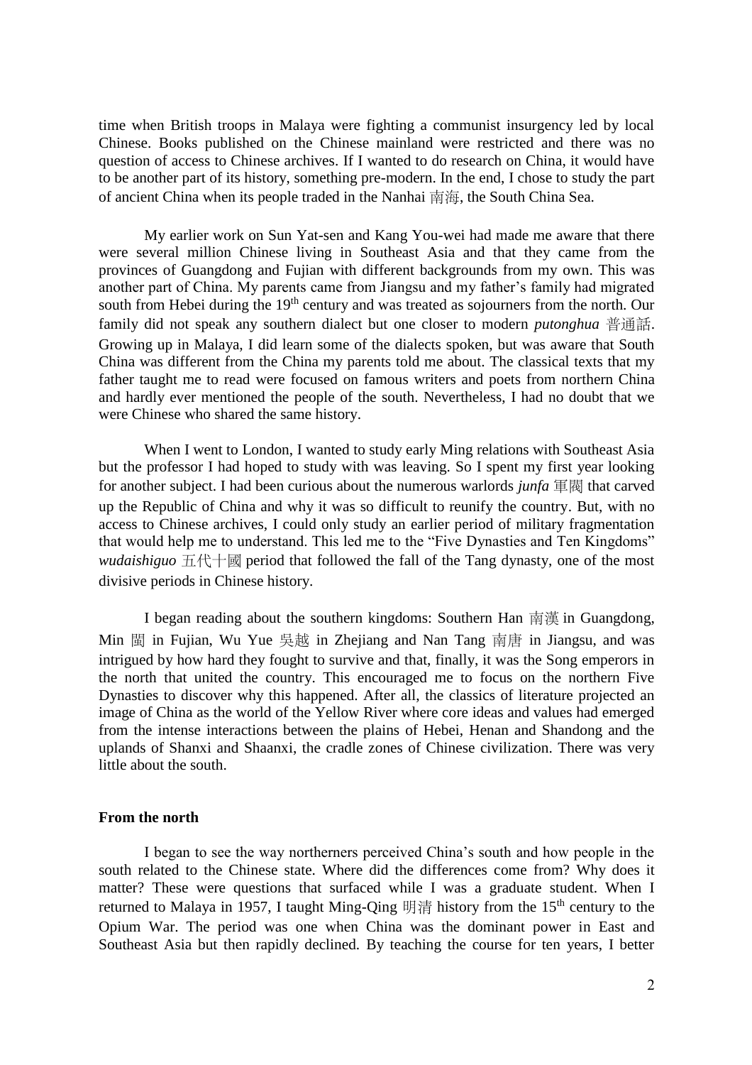time when British troops in Malaya were fighting a communist insurgency led by local Chinese. Books published on the Chinese mainland were restricted and there was no question of access to Chinese archives. If I wanted to do research on China, it would have to be another part of its history, something pre-modern. In the end, I chose to study the part of ancient China when its people traded in the Nanhai 南海, the South China Sea.

My earlier work on Sun Yat-sen and Kang You-wei had made me aware that there were several million Chinese living in Southeast Asia and that they came from the provinces of Guangdong and Fujian with different backgrounds from my own. This was another part of China. My parents came from Jiangsu and my father's family had migrated south from Hebei during the 19th century and was treated as sojourners from the north. Our family did not speak any southern dialect but one closer to modern *putonghua* 普通話. Growing up in Malaya, I did learn some of the dialects spoken, but was aware that South China was different from the China my parents told me about. The classical texts that my father taught me to read were focused on famous writers and poets from northern China and hardly ever mentioned the people of the south. Nevertheless, I had no doubt that we were Chinese who shared the same history.

When I went to London, I wanted to study early Ming relations with Southeast Asia but the professor I had hoped to study with was leaving. So I spent my first year looking for another subject. I had been curious about the numerous warlords *junfa* 軍閥 that carved up the Republic of China and why it was so difficult to reunify the country. But, with no access to Chinese archives, I could only study an earlier period of military fragmentation that would help me to understand. This led me to the "Five Dynasties and Ten Kingdoms" *wudaishiguo* 五代十國 period that followed the fall of the Tang dynasty, one of the most divisive periods in Chinese history.

I began reading about the southern kingdoms: Southern Han 南漢 in Guangdong, Min 閩 in Fujian, Wu Yue 吳越 in Zhejiang and Nan Tang 南唐 in Jiangsu, and was intrigued by how hard they fought to survive and that, finally, it was the Song emperors in the north that united the country. This encouraged me to focus on the northern Five Dynasties to discover why this happened. After all, the classics of literature projected an image of China as the world of the Yellow River where core ideas and values had emerged from the intense interactions between the plains of Hebei, Henan and Shandong and the uplands of Shanxi and Shaanxi, the cradle zones of Chinese civilization. There was very little about the south.

### From the north

I began to see the way northerners perceived China's south and how people in the south related to the Chinese state. Where did the differences come from? Why does it matter? These were questions that surfaced while I was a graduate student. When I returned to Malaya in 1957, I taught Ming-Qing 明清 history from the 15th century to the Opium War. The period was one when China was the dominant power in East and Southeast Asia but then rapidly declined. By teaching the course for ten years, I better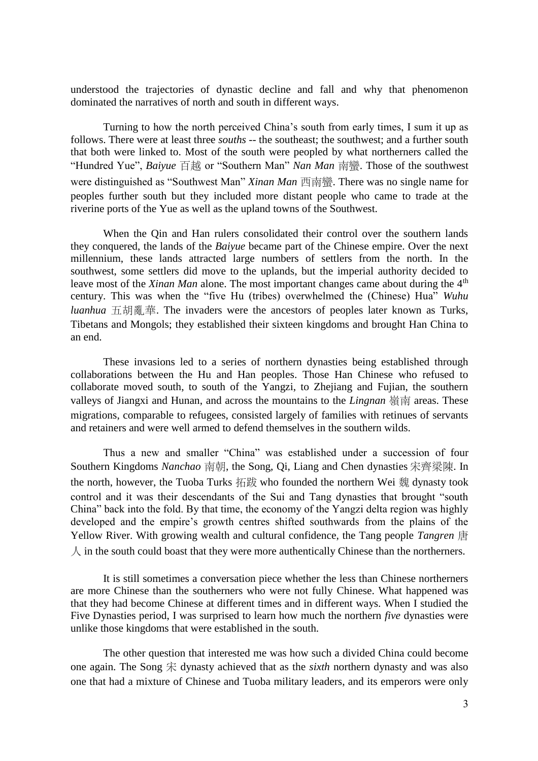understood the trajectories of dynastic decline and fall and why that phenomenon dominated the narratives of north and south in different ways.

Turning to how the north perceived China's south from early times, I sum it up as follows. There were at least three *souths* -- the southeast; the southwest; and a further south that both were linked to. Most of the south were peopled by what northerners called the "Hundred Yue", *Baiyue* 百越 or "Southern Man" *Nan Man* 南蠻. Those of the southwest were distinguished as "Southwest Man" *Xinan Man* 西南蠻. There was no single name for peoples further south but they included more distant people who came to trade at the riverine ports of the Yue as well as the upland towns of the Southwest.

When the Qin and Han rulers consolidated their control over the southern lands they conquered, the lands of the *Baiyue* became part of the Chinese empire. Over the next millennium, these lands attracted large numbers of settlers from the north. In the southwest, some settlers did move to the uplands, but the imperial authority decided to leave most of the *Xinan Man* alone. The most important changes came about during the 4th century. This was when the "five Hu (tribes) overwhelmed the (Chinese) Hua" *Wuhu luanhua* 五胡亂華. The invaders were the ancestors of peoples later known as Turks, Tibetans and Mongols; they established their sixteen kingdoms and brought Han China to an end.

These invasions led to a series of northern dynasties being established through collaborations between the Hu and Han peoples. Those Han Chinese who refused to collaborate moved south, to south of the Yangzi, to Zhejiang and Fujian, the southern valleys of Jiangxi and Hunan, and across the mountains to the *Lingnan* 嶺南 areas. These migrations, comparable to refugees, consisted largely of families with retinues of servants and retainers and were well armed to defend themselves in the southern wilds.

Thus a new and smaller "China" was established under a succession of four Southern Kingdoms *Nanchao* 南朝, the Song, Qi, Liang and Chen dynasties 宋齊梁陳. In the north, however, the Tuoba Turks 拓跋 who founded the northern Wei 魏 dynasty took control and it was their descendants of the Sui and Tang dynasties that brought "south China" back into the fold. By that time, the economy of the Yangzi delta region was highly developed and the empire's growth centres shifted southwards from the plains of the Yellow River. With growing wealth and cultural confidence, the Tang people *Tangren* 唐人 in the south could boast that they were more authentically Chinese than the northerners.

It is still sometimes a conversation piece whether the less than Chinese northerners are more Chinese than the southerners who were not fully Chinese. What happened was that they had become Chinese at different times and in different ways. When I studied the Five Dynasties period, I was surprised to learn how much the northern *five* dynasties were unlike those kingdoms that were established in the south.

The other question that interested me was how such a divided China could become one again. The Song 宋 dynasty achieved that as the *sixth* northern dynasty and was also one that had a mixture of Chinese and Tuoba military leaders, and its emperors were only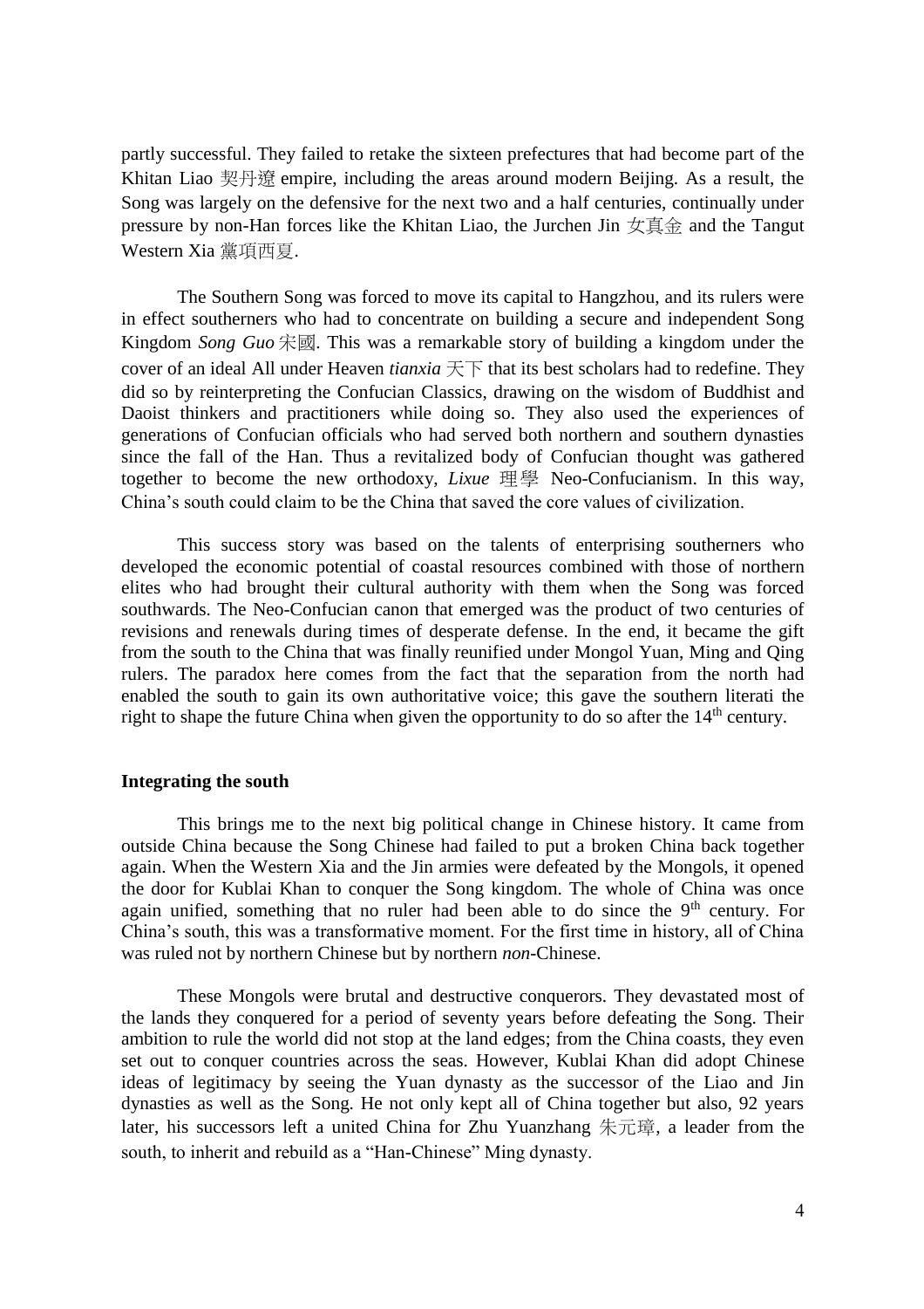partly successful. They failed to retake the sixteen prefectures that had become part of the Khitan Liao 契丹遼 empire, including the areas around modern Beijing. As a result, the Song was largely on the defensive for the next two and a half centuries, continually under pressure by non-Han forces like the Khitan Liao, the Jurchen Jin 女真金 and the Tangut Western Xia 黨項西夏.

The Southern Song was forced to move its capital to Hangzhou, and its rulers were in effect southerners who had to concentrate on building a secure and independent Song Kingdom *Song Guo* 宋國. This was a remarkable story of building a kingdom under the cover of an ideal All under Heaven *tianxia* 天下 that its best scholars had to redefine. They did so by reinterpreting the Confucian Classics, drawing on the wisdom of Buddhist and Daoist thinkers and practitioners while doing so. They also used the experiences of generations of Confucian officials who had served both northern and southern dynasties since the fall of the Han. Thus a revitalized body of Confucian thought was gathered together to become the new orthodoxy, *Lixue* 理學 Neo-Confucianism. In this way, China's south could claim to be the China that saved the core values of civilization.

This success story was based on the talents of enterprising southerners who developed the economic potential of coastal resources combined with those of northern elites who had brought their cultural authority with them when the Song was forced southwards. The Neo-Confucian canon that emerged was the product of two centuries of revisions and renewals during times of desperate defense. In the end, it became the gift from the south to the China that was finally reunified under Mongol Yuan, Ming and Qing rulers. The paradox here comes from the fact that the separation from the north had enabled the south to gain its own authoritative voice; this gave the southern literati the right to shape the future China when given the opportunity to do so after the 14th century.

**Integrating the south**

This brings me to the next big political change in Chinese history. It came from outside China because the Song Chinese had failed to put a broken China back together again. When the Western Xia and the Jin armies were defeated by the Mongols, it opened the door for Kublai Khan to conquer the Song kingdom. The whole of China was once again unified, something that no ruler had been able to do since the 9th century. For China's south, this was a transformative moment. For the first time in history, all of China was ruled not by northern Chinese but by northern *non*-Chinese.

These Mongols were brutal and destructive conquerors. They devastated most of the lands they conquered for a period of seventy years before defeating the Song. Their ambition to rule the world did not stop at the land edges; from the China coasts, they even set out to conquer countries across the seas. However, Kublai Khan did adopt Chinese ideas of legitimacy by seeing the Yuan dynasty as the successor of the Liao and Jin dynasties as well as the Song. He not only kept all of China together but also, 92 years later, his successors left a united China for Zhu Yuanzhang 朱元璋, a leader from the south, to inherit and rebuild as a "Han-Chinese" Ming dynasty.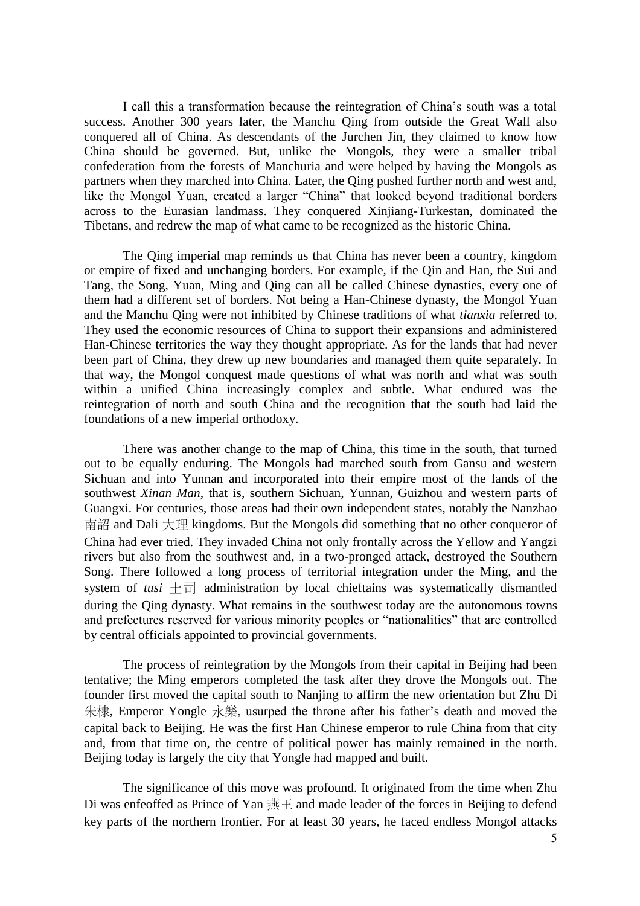I call this a transformation because the reintegration of China's south was a total success. Another 300 years later, the Manchu Qing from outside the Great Wall also conquered all of China. As descendants of the Jurchen Jin, they claimed to know how China should be governed. But, unlike the Mongols, they were a smaller tribal confederation from the forests of Manchuria and were helped by having the Mongols as partners when they marched into China. Later, the Qing pushed further north and west and, like the Mongol Yuan, created a larger "China" that looked beyond traditional borders across to the Eurasian landmass. They conquered Xinjiang-Turkestan, dominated the Tibetans, and redrew the map of what came to be recognized as the historic China.

The Qing imperial map reminds us that China has never been a country, kingdom or empire of fixed and unchanging borders. For example, if the Qin and Han, the Sui and Tang, the Song, Yuan, Ming and Qing can all be called Chinese dynasties, every one of them had a different set of borders. Not being a Han-Chinese dynasty, the Mongol Yuan and the Manchu Qing were not inhibited by Chinese traditions of what *tianxia* referred to. They used the economic resources of China to support their expansions and administered Han-Chinese territories the way they thought appropriate. As for the lands that had never been part of China, they drew up new boundaries and managed them quite separately. In that way, the Mongol conquest made questions of what was north and what was south within a unified China increasingly complex and subtle. What endured was the reintegration of north and south China and the recognition that the south had laid the foundations of a new imperial orthodoxy.

There was another change to the map of China, this time in the south, that turned out to be equally enduring. The Mongols had marched south from Gansu and western Sichuan and into Yunnan and incorporated into their empire most of the lands of the southwest *Xinan Man*, that is, southern Sichuan, Yunnan, Guizhou and western parts of Guangxi. For centuries, those areas had their own independent states, notably the Nanzhao 南詔 and Dali 大理 kingdoms. But the Mongols did something that no other conqueror of China had ever tried. They invaded China not only frontally across the Yellow and Yangzi rivers but also from the southwest and, in a two-pronged attack, destroyed the Southern Song. There followed a long process of territorial integration under the Ming, and the system of *tusi* 土司 administration by local chieftains was systematically dismantled during the Qing dynasty. What remains in the southwest today are the autonomous towns and prefectures reserved for various minority peoples or "nationalities" that are controlled by central officials appointed to provincial governments.

The process of reintegration by the Mongols from their capital in Beijing had been tentative; the Ming emperors completed the task after they drove the Mongols out. The founder first moved the capital south to Nanjing to affirm the new orientation but Zhu Di 朱棣, Emperor Yongle 永樂, usurped the throne after his father's death and moved the capital back to Beijing. He was the first Han Chinese emperor to rule China from that city and, from that time on, the centre of political power has mainly remained in the north. Beijing today is largely the city that Yongle had mapped and built.

The significance of this move was profound. It originated from the time when Zhu Di was enfeoffed as Prince of Yan 燕王 and made leader of the forces in Beijing to defend key parts of the northern frontier. For at least 30 years, he faced endless Mongol attacks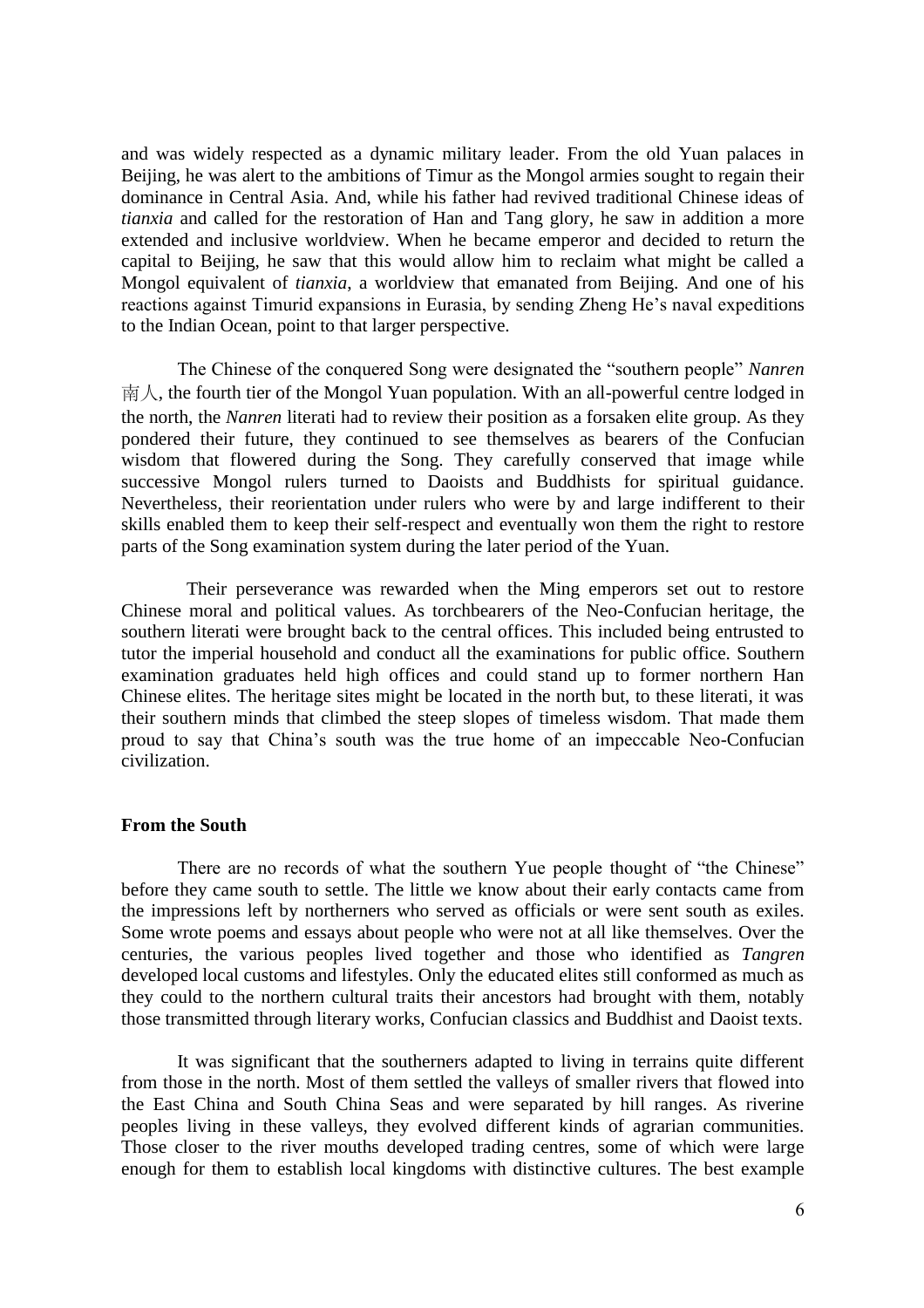and was widely respected as a dynamic military leader. From the old Yuan palaces in Beijing, he was alert to the ambitions of Timur as the Mongol armies sought to regain their dominance in Central Asia. And, while his father had revived traditional Chinese ideas of *tianxia* and called for the restoration of Han and Tang glory, he saw in addition a more extended and inclusive worldview. When he became emperor and decided to return the capital to Beijing, he saw that this would allow him to reclaim what might be called a Mongol equivalent of *tianxia,* a worldview that emanated from Beijing. And one of his reactions against Timurid expansions in Eurasia, by sending Zheng He's naval expeditions to the Indian Ocean, point to that larger perspective.

The Chinese of the conquered Song were designated the "southern people" *Nanren* 南人, the fourth tier of the Mongol Yuan population. With an all-powerful centre lodged in the north, the *Nanren* literati had to review their position as a forsaken elite group. As they pondered their future, they continued to see themselves as bearers of the Confucian wisdom that flowered during the Song. They carefully conserved that image while successive Mongol rulers turned to Daoists and Buddhists for spiritual guidance. Nevertheless, their reorientation under rulers who were by and large indifferent to their skills enabled them to keep their self-respect and eventually won them the right to restore parts of the Song examination system during the later period of the Yuan.

Their perseverance was rewarded when the Ming emperors set out to restore Chinese moral and political values. As torchbearers of the Neo-Confucian heritage, the southern literati were brought back to the central offices. This included being entrusted to tutor the imperial household and conduct all the examinations for public office. Southern examination graduates held high offices and could stand up to former northern Han Chinese elites. The heritage sites might be located in the north but, to these literati, it was their southern minds that climbed the steep slopes of timeless wisdom. That made them proud to say that China's south was the true home of an impeccable Neo-Confucian civilization.

**From the South**

There are no records of what the southern Yue people thought of "the Chinese" before they came south to settle. The little we know about their early contacts came from the impressions left by northerners who served as officials or were sent south as exiles. Some wrote poems and essays about people who were not at all like themselves. Over the centuries, the various peoples lived together and those who identified as *Tangren* developed local customs and lifestyles. Only the educated elites still conformed as much as they could to the northern cultural traits their ancestors had brought with them, notably those transmitted through literary works, Confucian classics and Buddhist and Daoist texts.

It was significant that the southerners adapted to living in terrains quite different from those in the north. Most of them settled the valleys of smaller rivers that flowed into the East China and South China Seas and were separated by hill ranges. As riverine peoples living in these valleys, they evolved different kinds of agrarian communities. Those closer to the river mouths developed trading centres, some of which were large enough for them to establish local kingdoms with distinctive cultures. The best example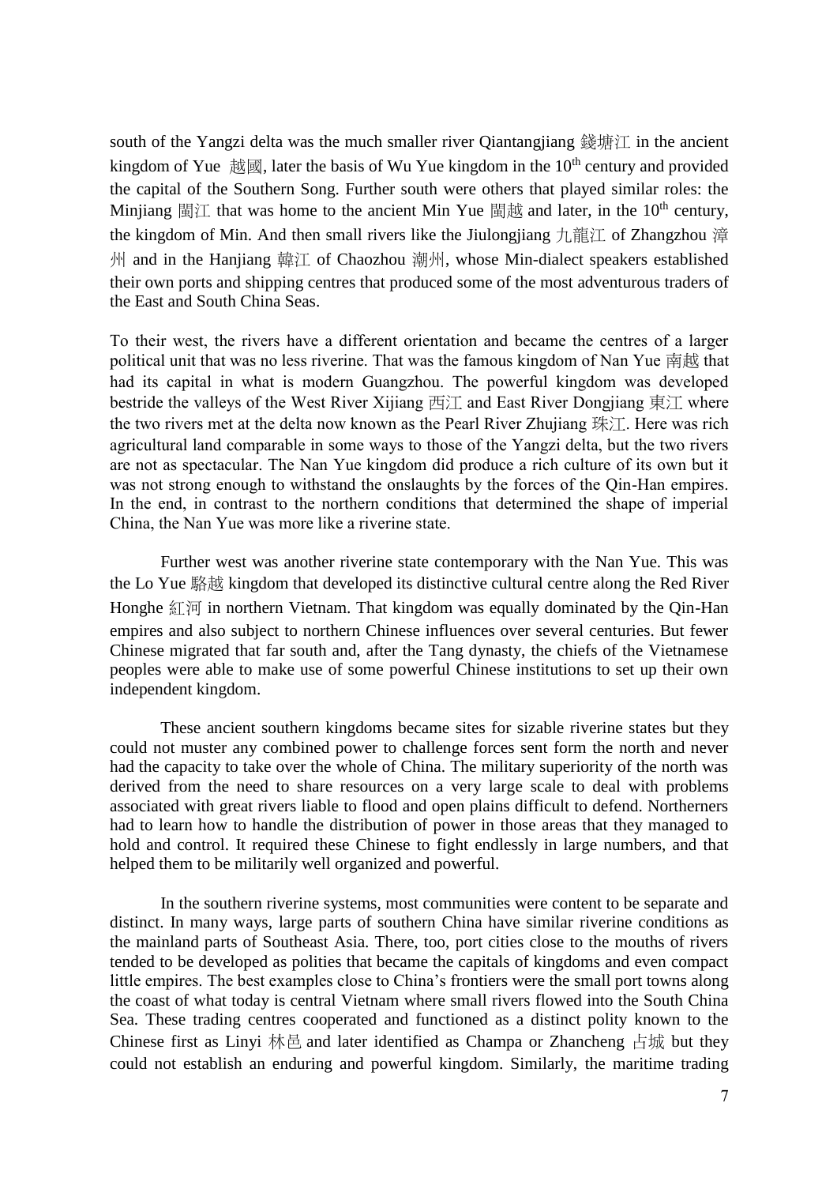south of the Yangzi delta was the much smaller river Qiantangjiang 錢塘江 in the ancient kingdom of Yue 越國, later the basis of Wu Yue kingdom in the 10th century and provided the capital of the Southern Song. Further south were others that played similar roles: the Minjiang 閩江 that was home to the ancient Min Yue 閩越 and later, in the 10th century, the kingdom of Min. And then small rivers like the Jiulongjiang 九龍江 of Zhangzhou 漳州 and in the Hanjiang 韓江 of Chaozhou 潮州, whose Min-dialect speakers established their own ports and shipping centres that produced some of the most adventurous traders of the East and South China Seas.

To their west, the rivers have a different orientation and became the centres of a larger political unit that was no less riverine. That was the famous kingdom of Nan Yue 南越 that had its capital in what is modern Guangzhou. The powerful kingdom was developed bestride the valleys of the West River Xijiang 西江 and East River Dongjiang 東江 where the two rivers met at the delta now known as the Pearl River Zhujiang 珠江. Here was rich agricultural land comparable in some ways to those of the Yangzi delta, but the two rivers are not as spectacular. The Nan Yue kingdom did produce a rich culture of its own but it was not strong enough to withstand the onslaughts by the forces of the Qin-Han empires. In the end, in contrast to the northern conditions that determined the shape of imperial China, the Nan Yue was more like a riverine state.

Further west was another riverine state contemporary with the Nan Yue. This was the Lo Yue 駱越 kingdom that developed its distinctive cultural centre along the Red River Honghe 紅河 in northern Vietnam. That kingdom was equally dominated by the Qin-Han empires and also subject to northern Chinese influences over several centuries. But fewer Chinese migrated that far south and, after the Tang dynasty, the chiefs of the Vietnamese peoples were able to make use of some powerful Chinese institutions to set up their own independent kingdom.

These ancient southern kingdoms became sites for sizable riverine states but they could not muster any combined power to challenge forces sent form the north and never had the capacity to take over the whole of China. The military superiority of the north was derived from the need to share resources on a very large scale to deal with problems associated with great rivers liable to flood and open plains difficult to defend. Northerners had to learn how to handle the distribution of power in those areas that they managed to hold and control. It required these Chinese to fight endlessly in large numbers, and that helped them to be militarily well organized and powerful.

In the southern riverine systems, most communities were content to be separate and distinct. In many ways, large parts of southern China have similar riverine conditions as the mainland parts of Southeast Asia. There, too, port cities close to the mouths of rivers tended to be developed as polities that became the capitals of kingdoms and even compact little empires. The best examples close to China's frontiers were the small port towns along the coast of what today is central Vietnam where small rivers flowed into the South China Sea. These trading centres cooperated and functioned as a distinct polity known to the Chinese first as Linyi 林邑 and later identified as Champa or Zhancheng 占城 but they could not establish an enduring and powerful kingdom. Similarly, the maritime trading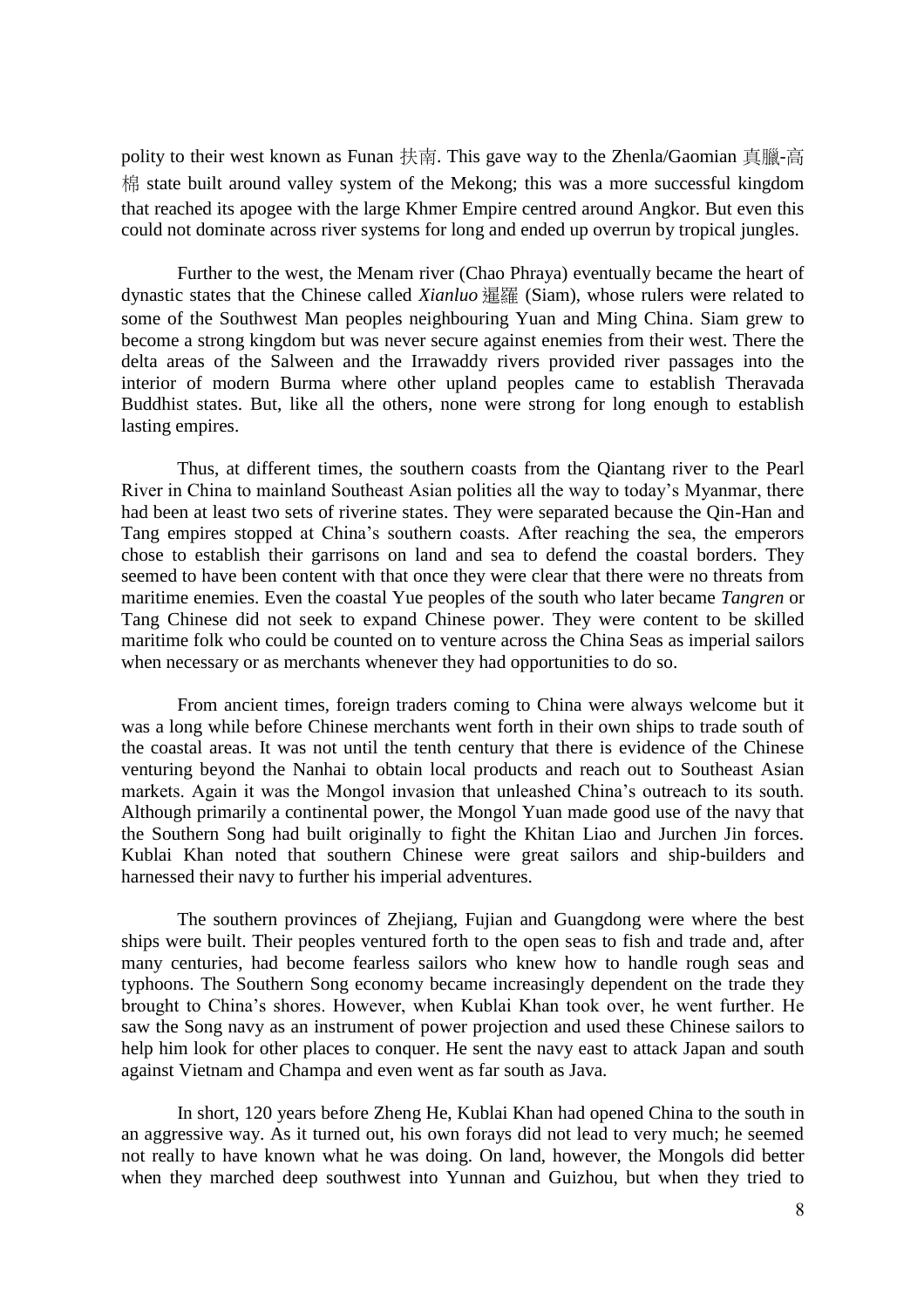polity to their west known as Funan 扶南. This gave way to the Zhenla/Gaomian 真臘-高棉 state built around valley system of the Mekong; this was a more successful kingdom that reached its apogee with the large Khmer Empire centred around Angkor. But even this could not dominate across river systems for long and ended up overrun by tropical jungles.

Further to the west, the Menam river (Chao Phraya) eventually became the heart of dynastic states that the Chinese called *Xianluo* 暹羅 (Siam), whose rulers were related to some of the Southwest Man peoples neighbouring Yuan and Ming China. Siam grew to become a strong kingdom but was never secure against enemies from their west. There the delta areas of the Salween and the Irrawaddy rivers provided river passages into the interior of modern Burma where other upland peoples came to establish Theravada Buddhist states. But, like all the others, none were strong for long enough to establish lasting empires.

Thus, at different times, the southern coasts from the Qiantang river to the Pearl River in China to mainland Southeast Asian polities all the way to today's Myanmar, there had been at least two sets of riverine states. They were separated because the Qin-Han and Tang empires stopped at China's southern coasts. After reaching the sea, the emperors chose to establish their garrisons on land and sea to defend the coastal borders. They seemed to have been content with that once they were clear that there were no threats from maritime enemies. Even the coastal Yue peoples of the south who later became *Tangren* or Tang Chinese did not seek to expand Chinese power. They were content to be skilled maritime folk who could be counted on to venture across the China Seas as imperial sailors when necessary or as merchants whenever they had opportunities to do so.

From ancient times, foreign traders coming to China were always welcome but it was a long while before Chinese merchants went forth in their own ships to trade south of the coastal areas. It was not until the tenth century that there is evidence of the Chinese venturing beyond the Nanhai to obtain local products and reach out to Southeast Asian markets. Again it was the Mongol invasion that unleashed China's outreach to its south. Although primarily a continental power, the Mongol Yuan made good use of the navy that the Southern Song had built originally to fight the Khitan Liao and Jurchen Jin forces. Kublai Khan noted that southern Chinese were great sailors and ship-builders and harnessed their navy to further his imperial adventures.

The southern provinces of Zhejiang, Fujian and Guangdong were where the best ships were built. Their peoples ventured forth to the open seas to fish and trade and, after many centuries, had become fearless sailors who knew how to handle rough seas and typhoons. The Southern Song economy became increasingly dependent on the trade they brought to China's shores. However, when Kublai Khan took over, he went further. He saw the Song navy as an instrument of power projection and used these Chinese sailors to help him look for other places to conquer. He sent the navy east to attack Japan and south against Vietnam and Champa and even went as far south as Java.

In short, 120 years before Zheng He, Kublai Khan had opened China to the south in an aggressive way. As it turned out, his own forays did not lead to very much; he seemed not really to have known what he was doing. On land, however, the Mongols did better when they marched deep southwest into Yunnan and Guizhou, but when they tried to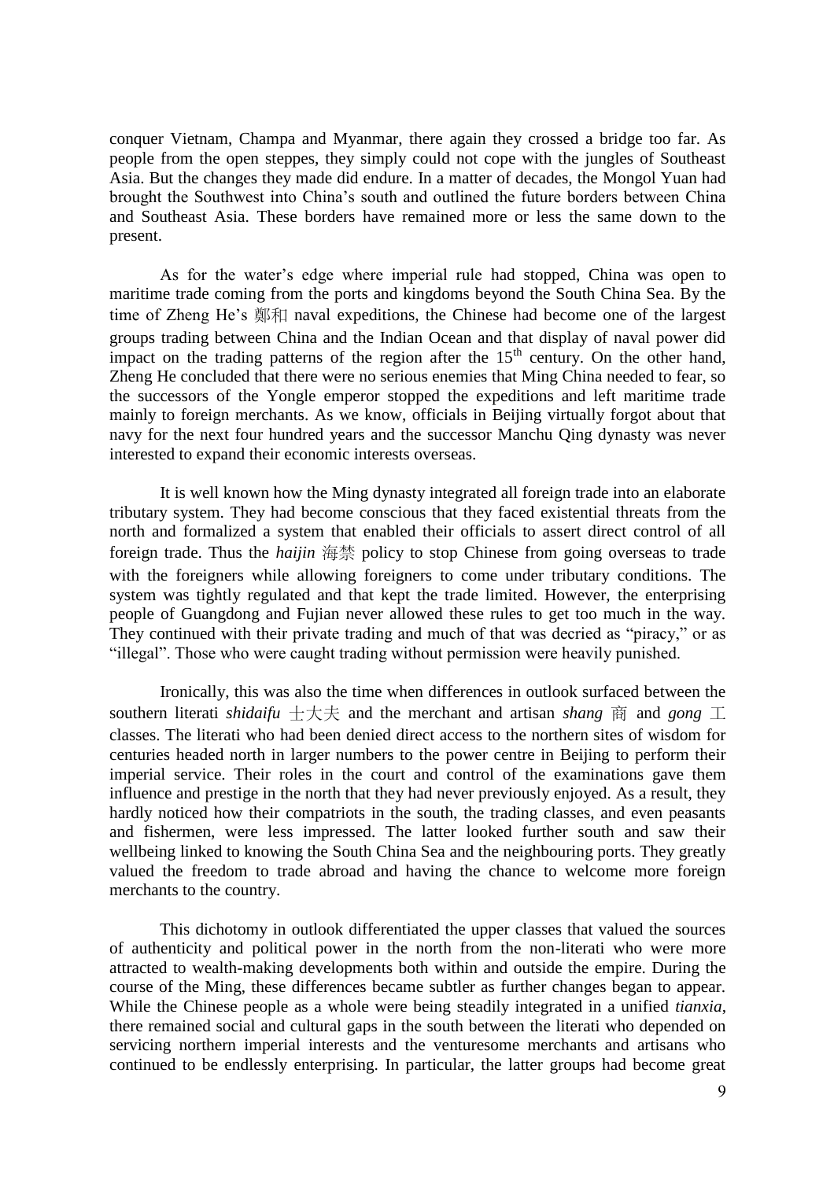conquer Vietnam, Champa and Myanmar, there again they crossed a bridge too far. As people from the open steppes, they simply could not cope with the jungles of Southeast Asia. But the changes they made did endure. In a matter of decades, the Mongol Yuan had brought the Southwest into China's south and outlined the future borders between China and Southeast Asia. These borders have remained more or less the same down to the present.

As for the water's edge where imperial rule had stopped, China was open to maritime trade coming from the ports and kingdoms beyond the South China Sea. By the time of Zheng He's 鄭和 naval expeditions, the Chinese had become one of the largest groups trading between China and the Indian Ocean and that display of naval power did impact on the trading patterns of the region after the 15th century. On the other hand, Zheng He concluded that there were no serious enemies that Ming China needed to fear, so the successors of the Yongle emperor stopped the expeditions and left maritime trade mainly to foreign merchants. As we know, officials in Beijing virtually forgot about that navy for the next four hundred years and the successor Manchu Qing dynasty was never interested to expand their economic interests overseas.

It is well known how the Ming dynasty integrated all foreign trade into an elaborate tributary system. They had become conscious that they faced existential threats from the north and formalized a system that enabled their officials to assert direct control of all foreign trade. Thus the *haijin* 海禁 policy to stop Chinese from going overseas to trade with the foreigners while allowing foreigners to come under tributary conditions. The system was tightly regulated and that kept the trade limited. However, the enterprising people of Guangdong and Fujian never allowed these rules to get too much in the way. They continued with their private trading and much of that was decried as "piracy," or as "illegal". Those who were caught trading without permission were heavily punished.

Ironically, this was also the time when differences in outlook surfaced between the southern literati *shidaifu* 士大夫 and the merchant and artisan *shang* 商 and *gong* 工 classes. The literati who had been denied direct access to the northern sites of wisdom for centuries headed north in larger numbers to the power centre in Beijing to perform their imperial service. Their roles in the court and control of the examinations gave them influence and prestige in the north that they had never previously enjoyed. As a result, they hardly noticed how their compatriots in the south, the trading classes, and even peasants and fishermen, were less impressed. The latter looked further south and saw their wellbeing linked to knowing the South China Sea and the neighbouring ports. They greatly valued the freedom to trade abroad and having the chance to welcome more foreign merchants to the country.

This dichotomy in outlook differentiated the upper classes that valued the sources of authenticity and political power in the north from the non-literati who were more attracted to wealth-making developments both within and outside the empire. During the course of the Ming, these differences became subtler as further changes began to appear. While the Chinese people as a whole were being steadily integrated in a unified *tianxia*, there remained social and cultural gaps in the south between the literati who depended on servicing northern imperial interests and the venturesome merchants and artisans who continued to be endlessly enterprising. In particular, the latter groups had become great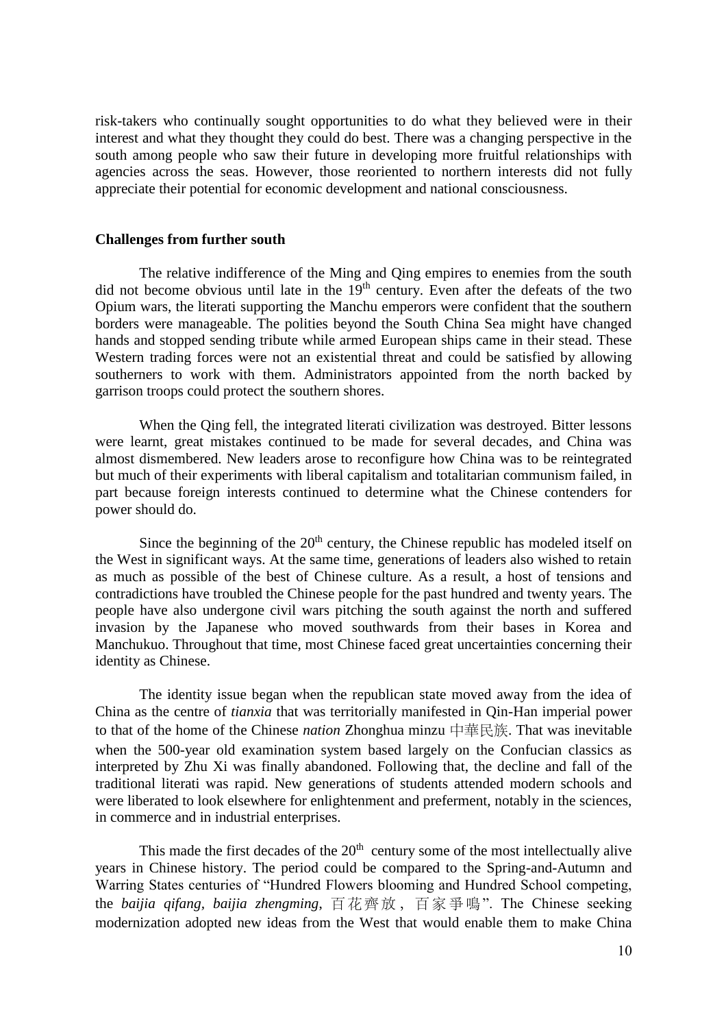risk-takers who continually sought opportunities to do what they believed were in their interest and what they thought they could do best. There was a changing perspective in the south among people who saw their future in developing more fruitful relationships with agencies across the seas. However, those reoriented to northern interests did not fully appreciate their potential for economic development and national consciousness.

## Challenges from further south

The relative indifference of the Ming and Qing empires to enemies from the south did not become obvious until late in the 19th century. Even after the defeats of the two Opium wars, the literati supporting the Manchu emperors were confident that the southern borders were manageable. The polities beyond the South China Sea might have changed hands and stopped sending tribute while armed European ships came in their stead. These Western trading forces were not an existential threat and could be satisfied by allowing southerners to work with them. Administrators appointed from the north backed by garrison troops could protect the southern shores.

When the Qing fell, the integrated literati civilization was destroyed. Bitter lessons were learnt, great mistakes continued to be made for several decades, and China was almost dismembered. New leaders arose to reconfigure how China was to be reintegrated but much of their experiments with liberal capitalism and totalitarian communism failed, in part because foreign interests continued to determine what the Chinese contenders for power should do.

Since the beginning of the 20th century, the Chinese republic has modeled itself on the West in significant ways. At the same time, generations of leaders also wished to retain as much as possible of the best of Chinese culture. As a result, a host of tensions and contradictions have troubled the Chinese people for the past hundred and twenty years. The people have also undergone civil wars pitching the south against the north and suffered invasion by the Japanese who moved southwards from their bases in Korea and Manchukuo. Throughout that time, most Chinese faced great uncertainties concerning their identity as Chinese.

The identity issue began when the republican state moved away from the idea of China as the centre of *tianxia* that was territorially manifested in Qin-Han imperial power to that of the home of the Chinese *nation* Zhonghua minzu 中華民族. That was inevitable when the 500-year old examination system based largely on the Confucian classics as interpreted by Zhu Xi was finally abandoned. Following that, the decline and fall of the traditional literati was rapid. New generations of students attended modern schools and were liberated to look elsewhere for enlightenment and preferment, notably in the sciences, in commerce and in industrial enterprises.

This made the first decades of the 20th century some of the most intellectually alive years in Chinese history. The period could be compared to the Spring-and-Autumn and Warring States centuries of "Hundred Flowers blooming and Hundred School competing, the *baijia qifang*, *baijia zhengming*, 百花齊放，百家爭鳴". The Chinese seeking modernization adopted new ideas from the West that would enable them to make China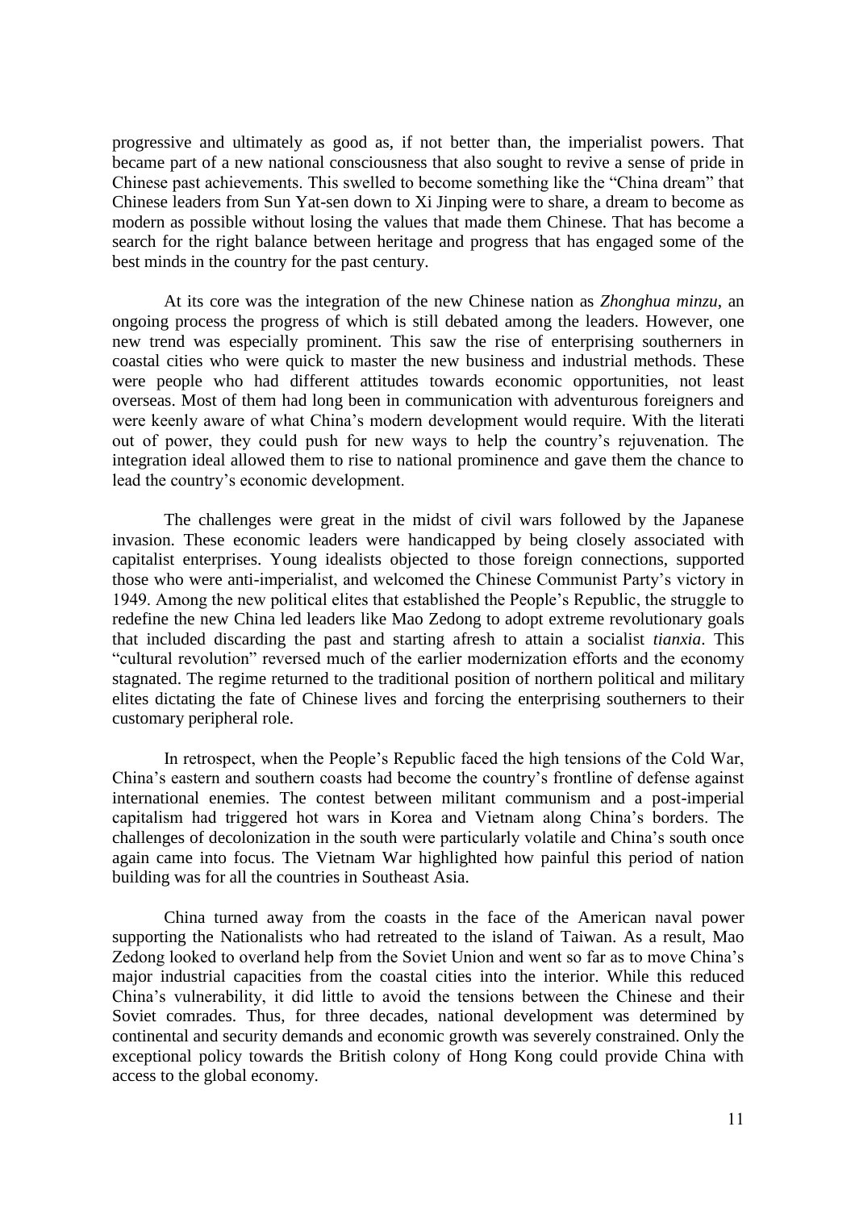progressive and ultimately as good as, if not better than, the imperialist powers. That became part of a new national consciousness that also sought to revive a sense of pride in Chinese past achievements. This swelled to become something like the "China dream" that Chinese leaders from Sun Yat-sen down to Xi Jinping were to share, a dream to become as modern as possible without losing the values that made them Chinese. That has become a search for the right balance between heritage and progress that has engaged some of the best minds in the country for the past century.

At its core was the integration of the new Chinese nation as *Zhonghua minzu*, an ongoing process the progress of which is still debated among the leaders. However, one new trend was especially prominent. This saw the rise of enterprising southerners in coastal cities who were quick to master the new business and industrial methods. These were people who had different attitudes towards economic opportunities, not least overseas. Most of them had long been in communication with adventurous foreigners and were keenly aware of what China's modern development would require. With the literati out of power, they could push for new ways to help the country's rejuvenation. The integration ideal allowed them to rise to national prominence and gave them the chance to lead the country's economic development.

The challenges were great in the midst of civil wars followed by the Japanese invasion. These economic leaders were handicapped by being closely associated with capitalist enterprises. Young idealists objected to those foreign connections, supported those who were anti-imperialist, and welcomed the Chinese Communist Party's victory in 1949. Among the new political elites that established the People's Republic, the struggle to redefine the new China led leaders like Mao Zedong to adopt extreme revolutionary goals that included discarding the past and starting afresh to attain a socialist *tianxia*. This "cultural revolution" reversed much of the earlier modernization efforts and the economy stagnated. The regime returned to the traditional position of northern political and military elites dictating the fate of Chinese lives and forcing the enterprising southerners to their customary peripheral role.

In retrospect, when the People's Republic faced the high tensions of the Cold War, China's eastern and southern coasts had become the country's frontline of defense against international enemies. The contest between militant communism and a post-imperial capitalism had triggered hot wars in Korea and Vietnam along China's borders. The challenges of decolonization in the south were particularly volatile and China's south once again came into focus. The Vietnam War highlighted how painful this period of nation building was for all the countries in Southeast Asia.

China turned away from the coasts in the face of the American naval power supporting the Nationalists who had retreated to the island of Taiwan. As a result, Mao Zedong looked to overland help from the Soviet Union and went so far as to move China's major industrial capacities from the coastal cities into the interior. While this reduced China's vulnerability, it did little to avoid the tensions between the Chinese and their Soviet comrades. Thus, for three decades, national development was determined by continental and security demands and economic growth was severely constrained. Only the exceptional policy towards the British colony of Hong Kong could provide China with access to the global economy.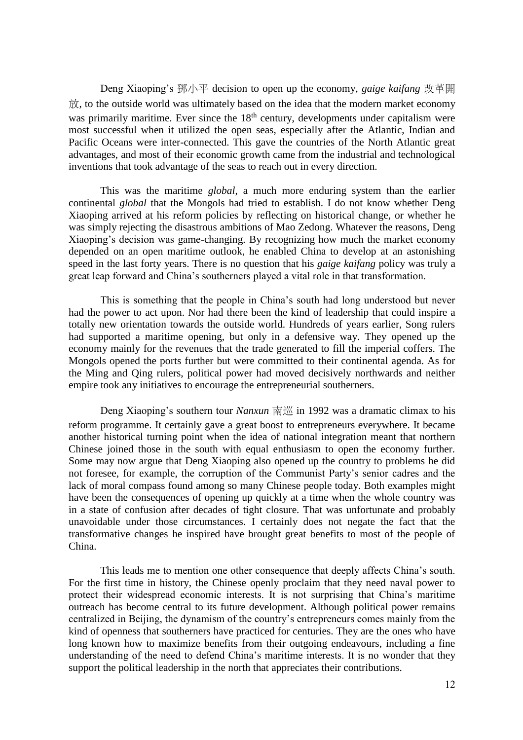Deng Xiaoping's 鄧小平 decision to open up the economy, *gaige kaifang* 改革開放, to the outside world was ultimately based on the idea that the modern market economy was primarily maritime. Ever since the 18th century, developments under capitalism were most successful when it utilized the open seas, especially after the Atlantic, Indian and Pacific Oceans were inter-connected. This gave the countries of the North Atlantic great advantages, and most of their economic growth came from the industrial and technological inventions that took advantage of the seas to reach out in every direction.

This was the maritime *global*, a much more enduring system than the earlier continental *global* that the Mongols had tried to establish. I do not know whether Deng Xiaoping arrived at his reform policies by reflecting on historical change, or whether he was simply rejecting the disastrous ambitions of Mao Zedong. Whatever the reasons, Deng Xiaoping's decision was game-changing. By recognizing how much the market economy depended on an open maritime outlook, he enabled China to develop at an astonishing speed in the last forty years. There is no question that his *gaige kaifang* policy was truly a great leap forward and China's southerners played a vital role in that transformation.

This is something that the people in China's south had long understood but never had the power to act upon. Nor had there been the kind of leadership that could inspire a totally new orientation towards the outside world. Hundreds of years earlier, Song rulers had supported a maritime opening, but only in a defensive way. They opened up the economy mainly for the revenues that the trade generated to fill the imperial coffers. The Mongols opened the ports further but were committed to their continental agenda. As for the Ming and Qing rulers, political power had moved decisively northwards and neither empire took any initiatives to encourage the entrepreneurial southerners.

Deng Xiaoping's southern tour *Nanxun* 南巡 in 1992 was a dramatic climax to his reform programme. It certainly gave a great boost to entrepreneurs everywhere. It became another historical turning point when the idea of national integration meant that northern Chinese joined those in the south with equal enthusiasm to open the economy further. Some may now argue that Deng Xiaoping also opened up the country to problems he did not foresee, for example, the corruption of the Communist Party's senior cadres and the lack of moral compass found among so many Chinese people today. Both examples might have been the consequences of opening up quickly at a time when the whole country was in a state of confusion after decades of tight closure. That was unfortunate and probably unavoidable under those circumstances. I certainly does not negate the fact that the transformative changes he inspired have brought great benefits to most of the people of China.

This leads me to mention one other consequence that deeply affects China's south. For the first time in history, the Chinese openly proclaim that they need naval power to protect their widespread economic interests. It is not surprising that China's maritime outreach has become central to its future development. Although political power remains centralized in Beijing, the dynamism of the country's entrepreneurs comes mainly from the kind of openness that southerners have practiced for centuries. They are the ones who have long known how to maximize benefits from their outgoing endeavours, including a fine understanding of the need to defend China's maritime interests. It is no wonder that they support the political leadership in the north that appreciates their contributions.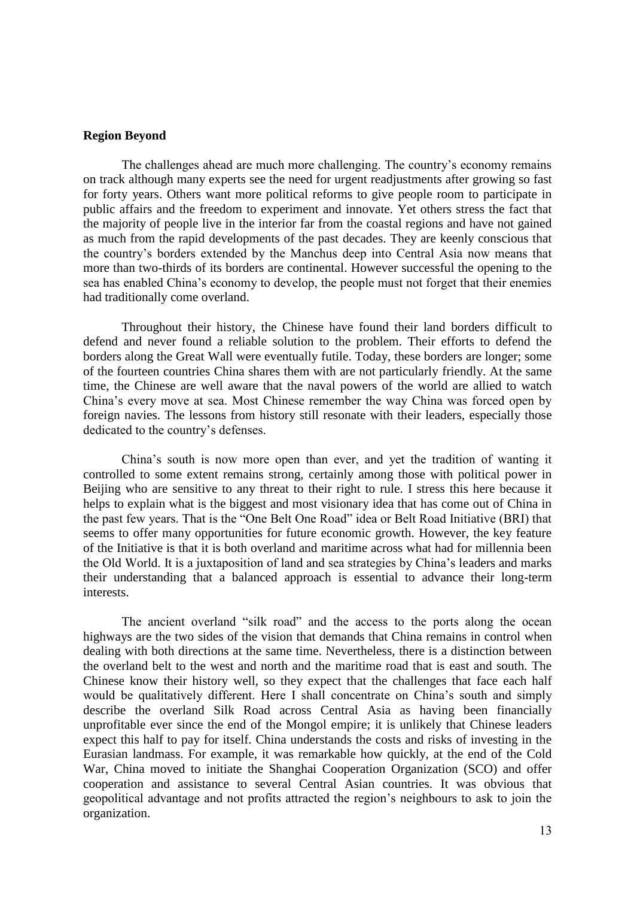**Region Beyond**

The challenges ahead are much more challenging. The country's economy remains on track although many experts see the need for urgent readjustments after growing so fast for forty years. Others want more political reforms to give people room to participate in public affairs and the freedom to experiment and innovate. Yet others stress the fact that the majority of people live in the interior far from the coastal regions and have not gained as much from the rapid developments of the past decades. They are keenly conscious that the country's borders extended by the Manchus deep into Central Asia now means that more than two-thirds of its borders are continental. However successful the opening to the sea has enabled China's economy to develop, the people must not forget that their enemies had traditionally come overland.

Throughout their history, the Chinese have found their land borders difficult to defend and never found a reliable solution to the problem. Their efforts to defend the borders along the Great Wall were eventually futile. Today, these borders are longer; some of the fourteen countries China shares them with are not particularly friendly. At the same time, the Chinese are well aware that the naval powers of the world are allied to watch China's every move at sea. Most Chinese remember the way China was forced open by foreign navies. The lessons from history still resonate with their leaders, especially those dedicated to the country's defenses.

China's south is now more open than ever, and yet the tradition of wanting it controlled to some extent remains strong, certainly among those with political power in Beijing who are sensitive to any threat to their right to rule. I stress this here because it helps to explain what is the biggest and most visionary idea that has come out of China in the past few years. That is the "One Belt One Road" idea or Belt Road Initiative (BRI) that seems to offer many opportunities for future economic growth. However, the key feature of the Initiative is that it is both overland and maritime across what had for millennia been the Old World. It is a juxtaposition of land and sea strategies by China's leaders and marks their understanding that a balanced approach is essential to advance their long-term interests.

The ancient overland "silk road" and the access to the ports along the ocean highways are the two sides of the vision that demands that China remains in control when dealing with both directions at the same time. Nevertheless, there is a distinction between the overland belt to the west and north and the maritime road that is east and south. The Chinese know their history well, so they expect that the challenges that face each half would be qualitatively different. Here I shall concentrate on China's south and simply describe the overland Silk Road across Central Asia as having been financially unprofitable ever since the end of the Mongol empire; it is unlikely that Chinese leaders expect this half to pay for itself. China understands the costs and risks of investing in the Eurasian landmass. For example, it was remarkable how quickly, at the end of the Cold War, China moved to initiate the Shanghai Cooperation Organization (SCO) and offer cooperation and assistance to several Central Asian countries. It was obvious that geopolitical advantage and not profits attracted the region's neighbours to ask to join the organization.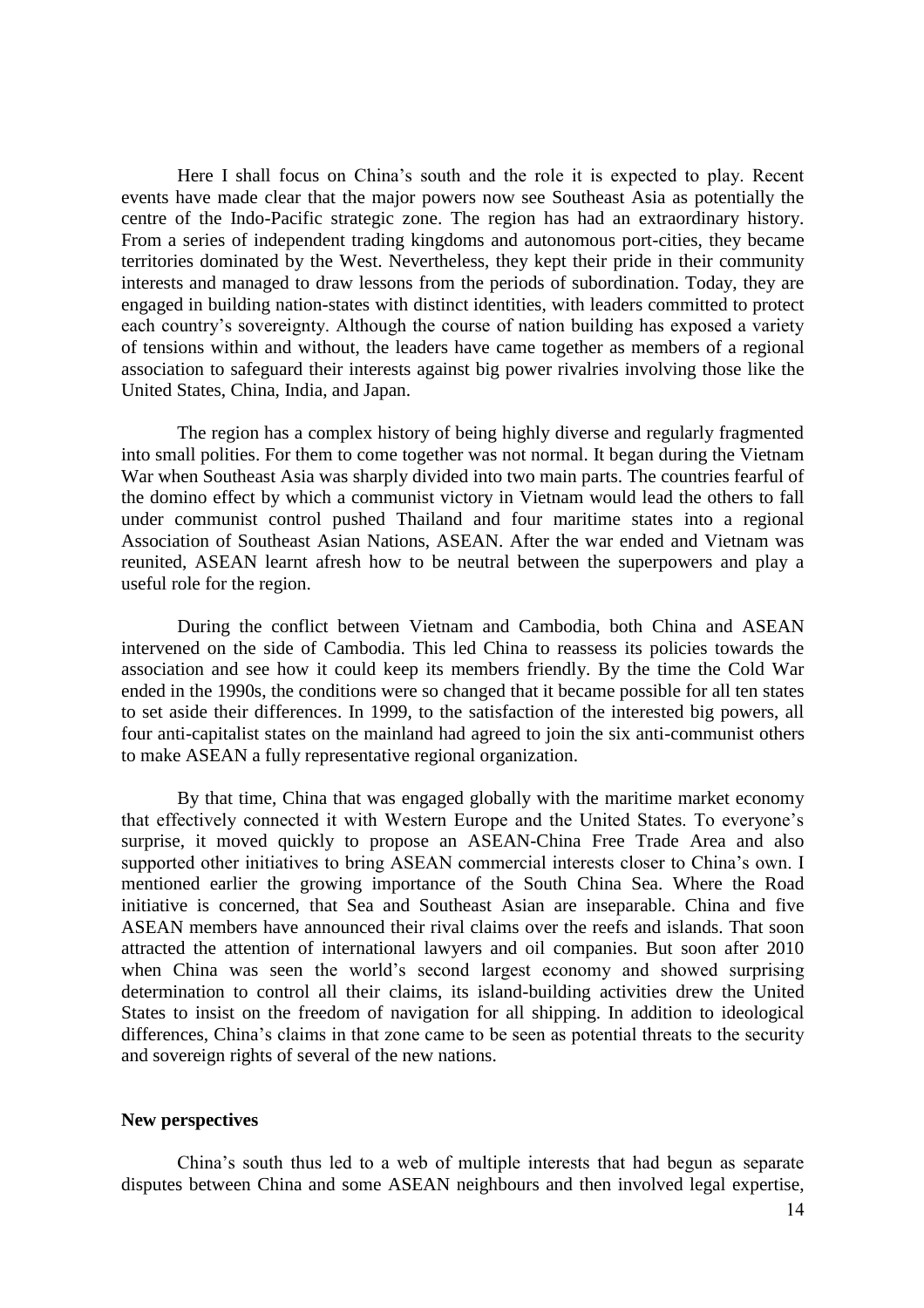Here I shall focus on China's south and the role it is expected to play. Recent events have made clear that the major powers now see Southeast Asia as potentially the centre of the Indo-Pacific strategic zone. The region has had an extraordinary history. From a series of independent trading kingdoms and autonomous port-cities, they became territories dominated by the West. Nevertheless, they kept their pride in their community interests and managed to draw lessons from the periods of subordination. Today, they are engaged in building nation-states with distinct identities, with leaders committed to protect each country's sovereignty. Although the course of nation building has exposed a variety of tensions within and without, the leaders have came together as members of a regional association to safeguard their interests against big power rivalries involving those like the United States, China, India, and Japan.

The region has a complex history of being highly diverse and regularly fragmented into small polities. For them to come together was not normal. It began during the Vietnam War when Southeast Asia was sharply divided into two main parts. The countries fearful of the domino effect by which a communist victory in Vietnam would lead the others to fall under communist control pushed Thailand and four maritime states into a regional Association of Southeast Asian Nations, ASEAN. After the war ended and Vietnam was reunited, ASEAN learnt afresh how to be neutral between the superpowers and play a useful role for the region.

During the conflict between Vietnam and Cambodia, both China and ASEAN intervened on the side of Cambodia. This led China to reassess its policies towards the association and see how it could keep its members friendly. By the time the Cold War ended in the 1990s, the conditions were so changed that it became possible for all ten states to set aside their differences. In 1999, to the satisfaction of the interested big powers, all four anti-capitalist states on the mainland had agreed to join the six anti-communist others to make ASEAN a fully representative regional organization.

By that time, China that was engaged globally with the maritime market economy that effectively connected it with Western Europe and the United States. To everyone's surprise, it moved quickly to propose an ASEAN-China Free Trade Area and also supported other initiatives to bring ASEAN commercial interests closer to China's own. I mentioned earlier the growing importance of the South China Sea. Where the Road initiative is concerned, that Sea and Southeast Asian are inseparable. China and five ASEAN members have announced their rival claims over the reefs and islands. That soon attracted the attention of international lawyers and oil companies. But soon after 2010 when China was seen the world's second largest economy and showed surprising determination to control all their claims, its island-building activities drew the United States to insist on the freedom of navigation for all shipping. In addition to ideological differences, China's claims in that zone came to be seen as potential threats to the security and sovereign rights of several of the new nations.

**New perspectives**

China's south thus led to a web of multiple interests that had begun as separate disputes between China and some ASEAN neighbours and then involved legal expertise,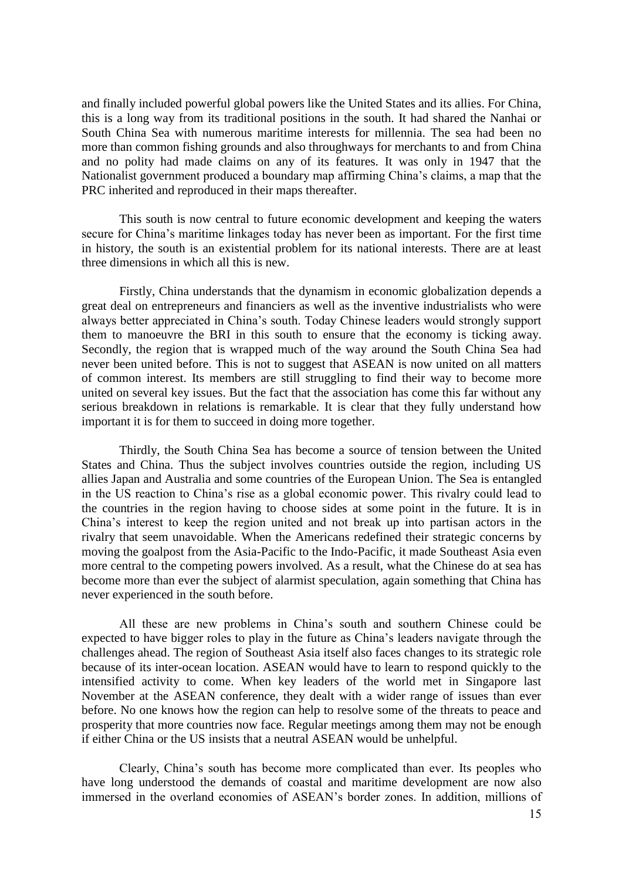and finally included powerful global powers like the United States and its allies. For China, this is a long way from its traditional positions in the south. It had shared the Nanhai or South China Sea with numerous maritime interests for millennia. The sea had been no more than common fishing grounds and also throughways for merchants to and from China and no polity had made claims on any of its features. It was only in 1947 that the Nationalist government produced a boundary map affirming China's claims, a map that the PRC inherited and reproduced in their maps thereafter.

This south is now central to future economic development and keeping the waters secure for China's maritime linkages today has never been as important. For the first time in history, the south is an existential problem for its national interests. There are at least three dimensions in which all this is new.

Firstly, China understands that the dynamism in economic globalization depends a great deal on entrepreneurs and financiers as well as the inventive industrialists who were always better appreciated in China's south. Today Chinese leaders would strongly support them to manoeuvre the BRI in this south to ensure that the economy is ticking away. Secondly, the region that is wrapped much of the way around the South China Sea had never been united before. This is not to suggest that ASEAN is now united on all matters of common interest. Its members are still struggling to find their way to become more united on several key issues. But the fact that the association has come this far without any serious breakdown in relations is remarkable. It is clear that they fully understand how important it is for them to succeed in doing more together.

Thirdly, the South China Sea has become a source of tension between the United States and China. Thus the subject involves countries outside the region, including US allies Japan and Australia and some countries of the European Union. The Sea is entangled in the US reaction to China's rise as a global economic power. This rivalry could lead to the countries in the region having to choose sides at some point in the future. It is in China's interest to keep the region united and not break up into partisan actors in the rivalry that seem unavoidable. When the Americans redefined their strategic concerns by moving the goalpost from the Asia-Pacific to the Indo-Pacific, it made Southeast Asia even more central to the competing powers involved. As a result, what the Chinese do at sea has become more than ever the subject of alarmist speculation, again something that China has never experienced in the south before.

All these are new problems in China's south and southern Chinese could be expected to have bigger roles to play in the future as China's leaders navigate through the challenges ahead. The region of Southeast Asia itself also faces changes to its strategic role because of its inter-ocean location. ASEAN would have to learn to respond quickly to the intensified activity to come. When key leaders of the world met in Singapore last November at the ASEAN conference, they dealt with a wider range of issues than ever before. No one knows how the region can help to resolve some of the threats to peace and prosperity that more countries now face. Regular meetings among them may not be enough if either China or the US insists that a neutral ASEAN would be unhelpful.

Clearly, China's south has become more complicated than ever. Its peoples who have long understood the demands of coastal and maritime development are now also immersed in the overland economies of ASEAN's border zones. In addition, millions of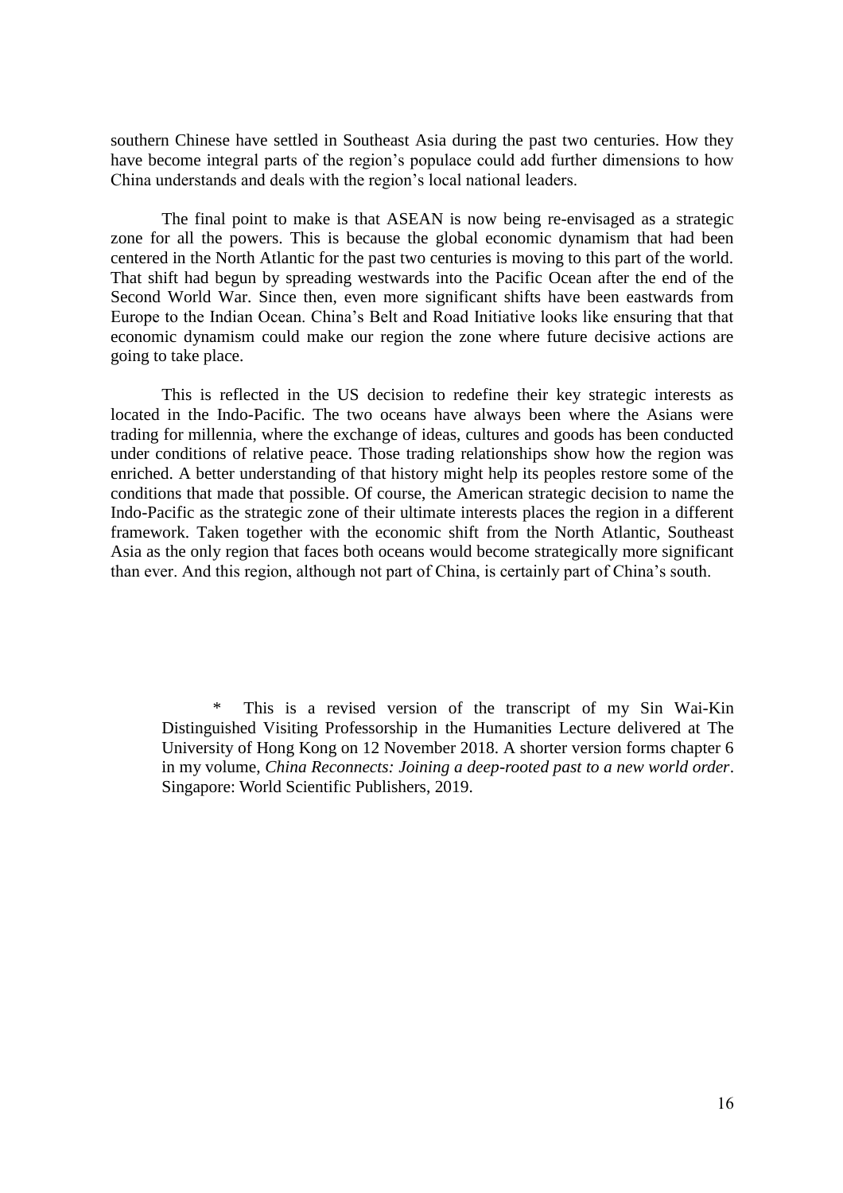southern Chinese have settled in Southeast Asia during the past two centuries. How they have become integral parts of the region's populace could add further dimensions to how China understands and deals with the region's local national leaders.

The final point to make is that ASEAN is now being re-envisaged as a strategic zone for all the powers. This is because the global economic dynamism that had been centered in the North Atlantic for the past two centuries is moving to this part of the world. That shift had begun by spreading westwards into the Pacific Ocean after the end of the Second World War. Since then, even more significant shifts have been eastwards from Europe to the Indian Ocean. China's Belt and Road Initiative looks like ensuring that that economic dynamism could make our region the zone where future decisive actions are going to take place.

This is reflected in the US decision to redefine their key strategic interests as located in the Indo-Pacific. The two oceans have always been where the Asians were trading for millennia, where the exchange of ideas, cultures and goods has been conducted under conditions of relative peace. Those trading relationships show how the region was enriched. A better understanding of that history might help its peoples restore some of the conditions that made that possible. Of course, the American strategic decision to name the Indo-Pacific as the strategic zone of their ultimate interests places the region in a different framework. Taken together with the economic shift from the North Atlantic, Southeast Asia as the only region that faces both oceans would become strategically more significant than ever. And this region, although not part of China, is certainly part of China's south.

\* This is a revised version of the transcript of my Sin Wai-Kin Distinguished Visiting Professorship in the Humanities Lecture delivered at The University of Hong Kong on 12 November 2018. A shorter version forms chapter 6 in my volume, *China Reconnects: Joining a deep-rooted past to a new world order*. Singapore: World Scientific Publishers, 2019.